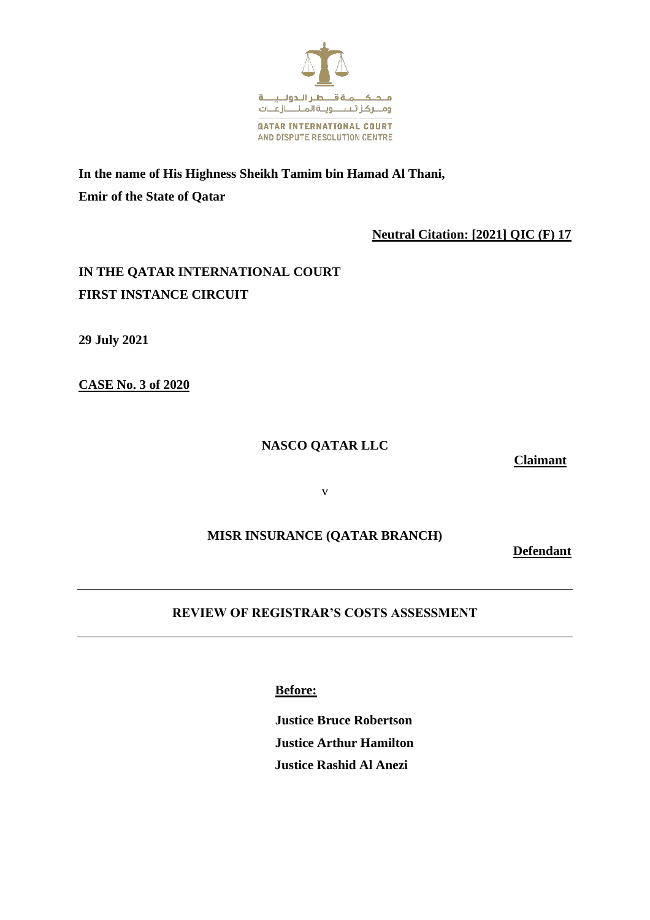محكمة قطر الدولية ومركز تسوية المنازعات

QATAR INTERNATIONAL COURT AND DISPUTE RESOLUTION CENTRE

**In the name of His Highness Sheikh Tamim bin Hamad Al Thani,**
**Emir of the State of Qatar**

**Neutral Citation: [2021] QIC (F) 17**

**IN THE QATAR INTERNATIONAL COURT**
**FIRST INSTANCE CIRCUIT**

**29 July 2021**

**CASE No. 3 of 2020**

**NASCO QATAR LLC**

**Claimant**

v

**MISR INSURANCE (QATAR BRANCH)**

**Defendant**

---

**REVIEW OF REGISTRAR'S COSTS ASSESSMENT**

---

**Before:**

**Justice Bruce Robertson**
**Justice Arthur Hamilton**
**Justice Rashid Al Anezi**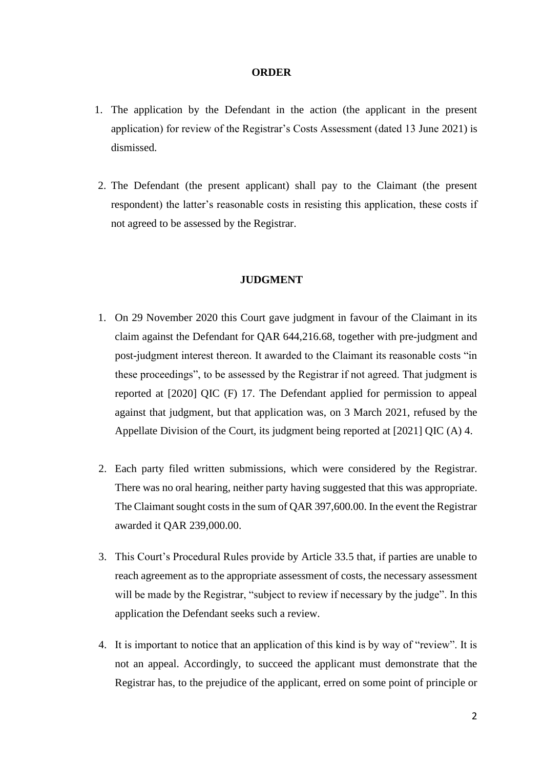**ORDER**

1. The application by the Defendant in the action (the applicant in the present application) for review of the Registrar's Costs Assessment (dated 13 June 2021) is dismissed.

2. The Defendant (the present applicant) shall pay to the Claimant (the present respondent) the latter's reasonable costs in resisting this application, these costs if not agreed to be assessed by the Registrar.

**JUDGMENT**

1. On 29 November 2020 this Court gave judgment in favour of the Claimant in its claim against the Defendant for QAR 644,216.68, together with pre-judgment and post-judgment interest thereon. It awarded to the Claimant its reasonable costs "in these proceedings", to be assessed by the Registrar if not agreed. That judgment is reported at [2020] QIC (F) 17. The Defendant applied for permission to appeal against that judgment, but that application was, on 3 March 2021, refused by the Appellate Division of the Court, its judgment being reported at [2021] QIC (A) 4.

2. Each party filed written submissions, which were considered by the Registrar. There was no oral hearing, neither party having suggested that this was appropriate. The Claimant sought costs in the sum of QAR 397,600.00. In the event the Registrar awarded it QAR 239,000.00.

3. This Court's Procedural Rules provide by Article 33.5 that, if parties are unable to reach agreement as to the appropriate assessment of costs, the necessary assessment will be made by the Registrar, "subject to review if necessary by the judge". In this application the Defendant seeks such a review.

4. It is important to notice that an application of this kind is by way of "review". It is not an appeal. Accordingly, to succeed the applicant must demonstrate that the Registrar has, to the prejudice of the applicant, erred on some point of principle or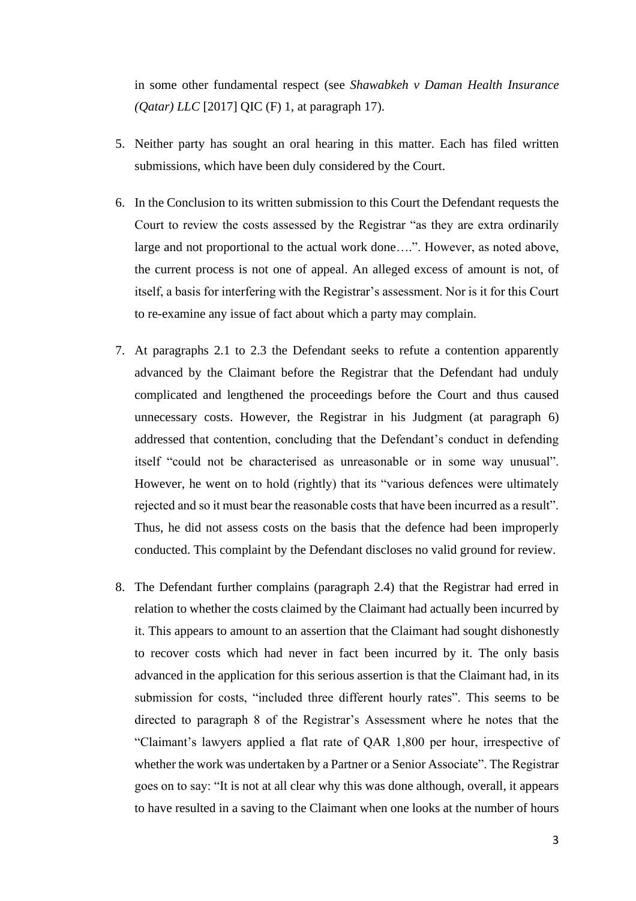in some other fundamental respect (see *Shawabkeh v Daman Health Insurance (Qatar) LLC* [2017] QIC (F) 1, at paragraph 17).

5. Neither party has sought an oral hearing in this matter. Each has filed written submissions, which have been duly considered by the Court.

6. In the Conclusion to its written submission to this Court the Defendant requests the Court to review the costs assessed by the Registrar "as they are extra ordinarily large and not proportional to the actual work done….". However, as noted above, the current process is not one of appeal. An alleged excess of amount is not, of itself, a basis for interfering with the Registrar's assessment. Nor is it for this Court to re-examine any issue of fact about which a party may complain.

7. At paragraphs 2.1 to 2.3 the Defendant seeks to refute a contention apparently advanced by the Claimant before the Registrar that the Defendant had unduly complicated and lengthened the proceedings before the Court and thus caused unnecessary costs. However, the Registrar in his Judgment (at paragraph 6) addressed that contention, concluding that the Defendant's conduct in defending itself "could not be characterised as unreasonable or in some way unusual". However, he went on to hold (rightly) that its "various defences were ultimately rejected and so it must bear the reasonable costs that have been incurred as a result". Thus, he did not assess costs on the basis that the defence had been improperly conducted. This complaint by the Defendant discloses no valid ground for review.

8. The Defendant further complains (paragraph 2.4) that the Registrar had erred in relation to whether the costs claimed by the Claimant had actually been incurred by it. This appears to amount to an assertion that the Claimant had sought dishonestly to recover costs which had never in fact been incurred by it. The only basis advanced in the application for this serious assertion is that the Claimant had, in its submission for costs, "included three different hourly rates". This seems to be directed to paragraph 8 of the Registrar's Assessment where he notes that the "Claimant's lawyers applied a flat rate of QAR 1,800 per hour, irrespective of whether the work was undertaken by a Partner or a Senior Associate". The Registrar goes on to say: "It is not at all clear why this was done although, overall, it appears to have resulted in a saving to the Claimant when one looks at the number of hours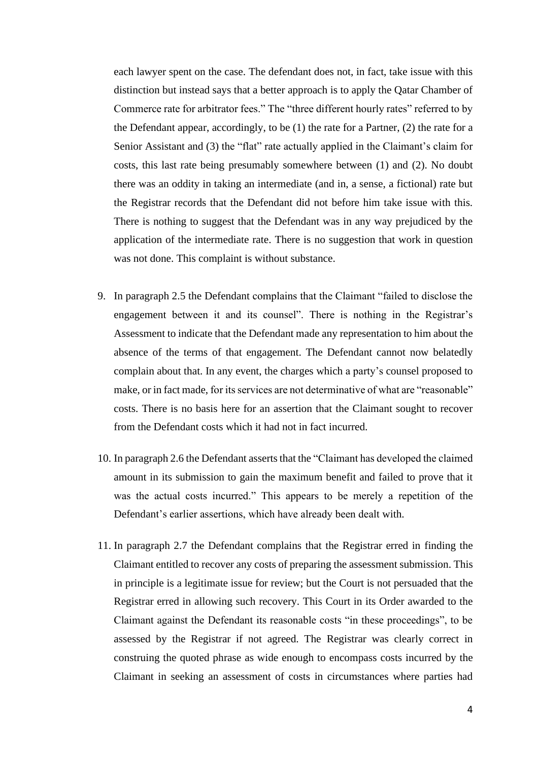each lawyer spent on the case. The defendant does not, in fact, take issue with this distinction but instead says that a better approach is to apply the Qatar Chamber of Commerce rate for arbitrator fees." The "three different hourly rates" referred to by the Defendant appear, accordingly, to be (1) the rate for a Partner, (2) the rate for a Senior Assistant and (3) the "flat" rate actually applied in the Claimant's claim for costs, this last rate being presumably somewhere between (1) and (2). No doubt there was an oddity in taking an intermediate (and in, a sense, a fictional) rate but the Registrar records that the Defendant did not before him take issue with this. There is nothing to suggest that the Defendant was in any way prejudiced by the application of the intermediate rate. There is no suggestion that work in question was not done. This complaint is without substance.

9. In paragraph 2.5 the Defendant complains that the Claimant "failed to disclose the engagement between it and its counsel". There is nothing in the Registrar's Assessment to indicate that the Defendant made any representation to him about the absence of the terms of that engagement. The Defendant cannot now belatedly complain about that. In any event, the charges which a party's counsel proposed to make, or in fact made, for its services are not determinative of what are "reasonable" costs. There is no basis here for an assertion that the Claimant sought to recover from the Defendant costs which it had not in fact incurred.

10. In paragraph 2.6 the Defendant asserts that the "Claimant has developed the claimed amount in its submission to gain the maximum benefit and failed to prove that it was the actual costs incurred." This appears to be merely a repetition of the Defendant's earlier assertions, which have already been dealt with.

11. In paragraph 2.7 the Defendant complains that the Registrar erred in finding the Claimant entitled to recover any costs of preparing the assessment submission. This in principle is a legitimate issue for review; but the Court is not persuaded that the Registrar erred in allowing such recovery. This Court in its Order awarded to the Claimant against the Defendant its reasonable costs "in these proceedings", to be assessed by the Registrar if not agreed. The Registrar was clearly correct in construing the quoted phrase as wide enough to encompass costs incurred by the Claimant in seeking an assessment of costs in circumstances where parties had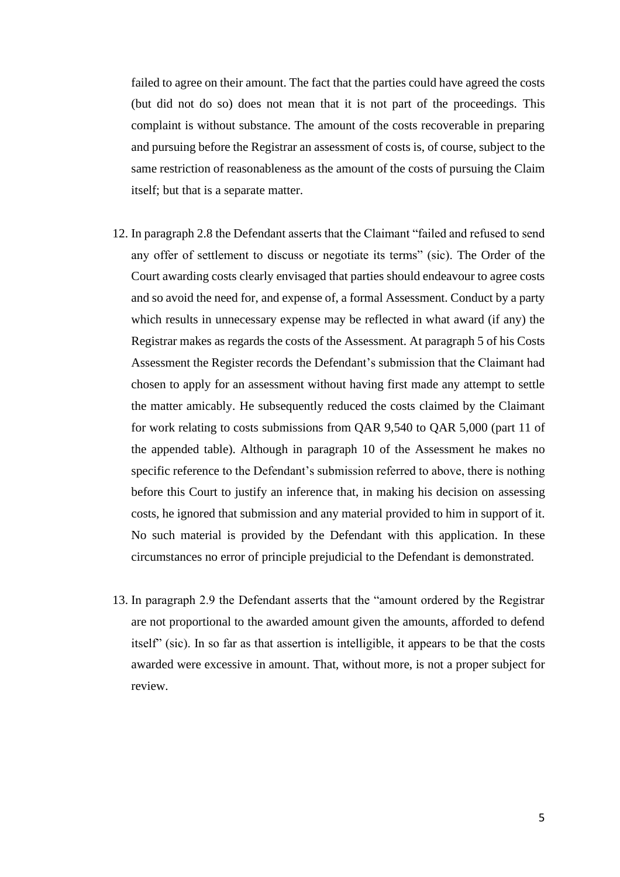failed to agree on their amount. The fact that the parties could have agreed the costs (but did not do so) does not mean that it is not part of the proceedings. This complaint is without substance. The amount of the costs recoverable in preparing and pursuing before the Registrar an assessment of costs is, of course, subject to the same restriction of reasonableness as the amount of the costs of pursuing the Claim itself; but that is a separate matter.

12. In paragraph 2.8 the Defendant asserts that the Claimant "failed and refused to send any offer of settlement to discuss or negotiate its terms" (sic). The Order of the Court awarding costs clearly envisaged that parties should endeavour to agree costs and so avoid the need for, and expense of, a formal Assessment. Conduct by a party which results in unnecessary expense may be reflected in what award (if any) the Registrar makes as regards the costs of the Assessment. At paragraph 5 of his Costs Assessment the Register records the Defendant's submission that the Claimant had chosen to apply for an assessment without having first made any attempt to settle the matter amicably. He subsequently reduced the costs claimed by the Claimant for work relating to costs submissions from QAR 9,540 to QAR 5,000 (part 11 of the appended table). Although in paragraph 10 of the Assessment he makes no specific reference to the Defendant's submission referred to above, there is nothing before this Court to justify an inference that, in making his decision on assessing costs, he ignored that submission and any material provided to him in support of it. No such material is provided by the Defendant with this application. In these circumstances no error of principle prejudicial to the Defendant is demonstrated.

13. In paragraph 2.9 the Defendant asserts that the "amount ordered by the Registrar are not proportional to the awarded amount given the amounts, afforded to defend itself" (sic). In so far as that assertion is intelligible, it appears to be that the costs awarded were excessive in amount. That, without more, is not a proper subject for review.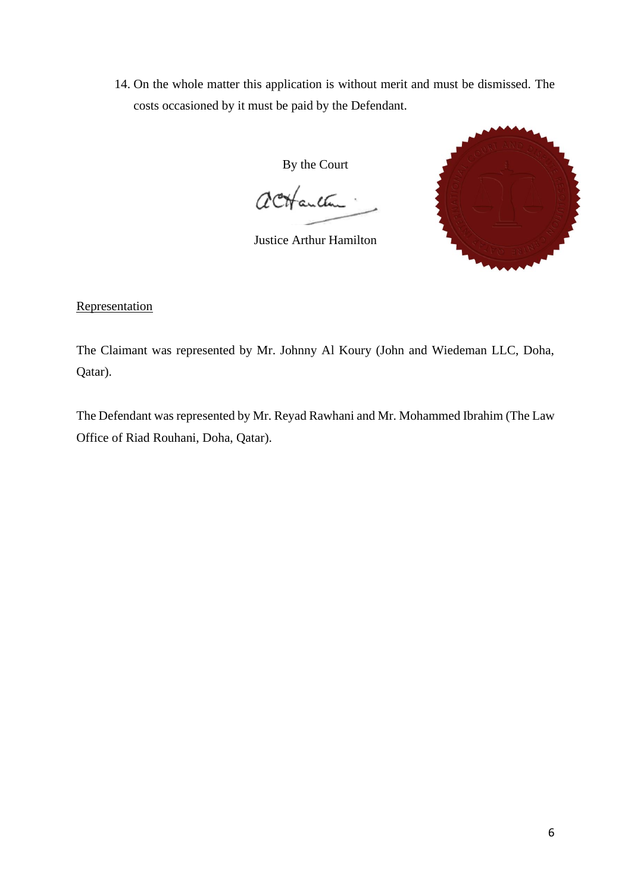14. On the whole matter this application is without merit and must be dismissed. The costs occasioned by it must be paid by the Defendant.

By the Court

Justice Arthur Hamilton

Representation

The Claimant was represented by Mr. Johnny Al Koury (John and Wiedeman LLC, Doha, Qatar).

The Defendant was represented by Mr. Reyad Rawhani and Mr. Mohammed Ibrahim (The Law Office of Riad Rouhani, Doha, Qatar).